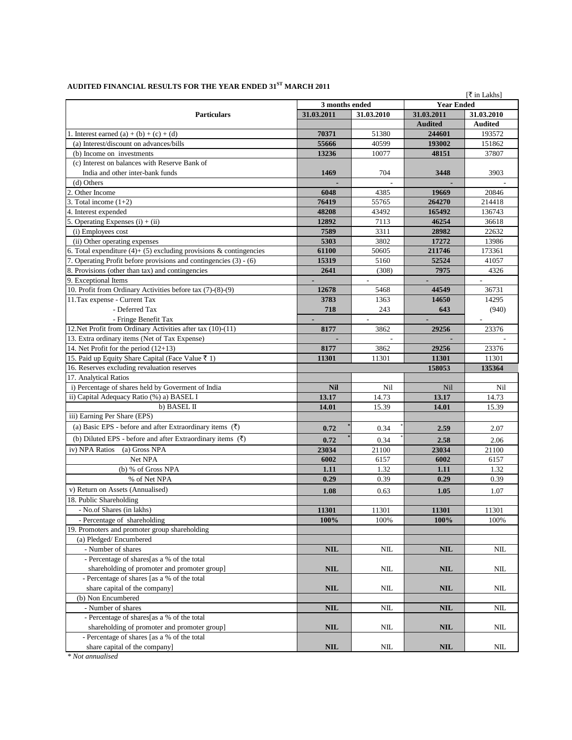## AUDITED FINANCIAL RESULTS FOR THE YEAR ENDED 31[ST] MARCH 2011

[₹ in Lakhs]

| Particulars | 3 months ended | | Year Ended | |
|---|---|---|---|---|
| | 31.03.2011 | 31.03.2010 | 31.03.2011 | 31.03.2010 |
| | | | Audited | Audited |
| 1. Interest earned (a) + (b) + (c) + (d) | **70371** | 51380 | **244601** | 193572 |
| (a) Interest/discount on advances/bills | **55666** | 40599 | **193002** | 151862 |
| (b) Income on investments | **13236** | 10077 | **48151** | 37807 |
| (c) Interest on balances with Reserve Bank of India and other inter-bank funds | **1469** | 704 | **3448** | 3903 |
| (d) Others | **-** | - | **-** | - |
| 2. Other Income | **6048** | 4385 | **19669** | 20846 |
| 3. Total income (1+2) | **76419** | 55765 | **264270** | 214418 |
| 4. Interest expended | **48208** | 43492 | **165492** | 136743 |
| 5. Operating Expenses (i) + (ii) | **12892** | 7113 | **46254** | 36618 |
| (i) Employees cost | **7589** | 3311 | **28982** | 22632 |
| (ii) Other operating expenses | **5303** | 3802 | **17272** | 13986 |
| 6. Total expenditure (4)+ (5) excluding provisions & contingencies | **61100** | 50605 | **211746** | 173361 |
| 7. Operating Profit before provisions and contingencies (3) - (6) | **15319** | 5160 | **52524** | 41057 |
| 8. Provisions (other than tax) and contingencies | **2641** | (308) | **7975** | 4326 |
| 9. Exceptional Items | **-** | - | **-** | - |
| 10. Profit from Ordinary Activities before tax (7)-(8)-(9) | **12678** | 5468 | **44549** | 36731 |
| 11.Tax expense - Current Tax | **3783** | 1363 | **14650** | 14295 |
| - Deferred Tax | **718** | 243 | **643** | (940) |
| - Fringe Benefit Tax | **-** | - | **-** | - |
| 12.Net Profit from Ordinary Activities after tax (10)-(11) | **8177** | 3862 | **29256** | 23376 |
| 13. Extra ordinary items (Net of Tax Expense) | **-** | - | **-** | - |
| 14. Net Profit for the period (12+13) | **8177** | 3862 | **29256** | 23376 |
| 15. Paid up Equity Share Capital (Face Value ₹ 1) | **11301** | 11301 | **11301** | 11301 |
| 16. Reserves excluding revaluation reserves | | | **158053** | **135364** |
| 17. Analytical Ratios | | | | |
| i) Percentage of shares held by Goverment of India | **Nil** | Nil | Nil | Nil |
| ii) Capital Adequacy Ratio (%) a) BASEL I | **13.17** | 14.73 | **13.17** | 14.73 |
| b) BASEL II | **14.01** | 15.39 | **14.01** | 15.39 |
| iii) Earning Per Share (EPS) | | | | |
| (a) Basic EPS - before and after Extraordinary items (₹) | **0.72** * | 0.34 * | **2.59** | 2.07 |
| (b) Diluted EPS - before and after Extraordinary items (₹) | **0.72** * | 0.34 * | **2.58** | 2.06 |
| iv) NPA Ratios (a) Gross NPA | **23034** | 21100 | **23034** | 21100 |
| Net NPA | **6002** | 6157 | **6002** | 6157 |
| (b) % of Gross NPA | **1.11** | 1.32 | **1.11** | 1.32 |
| % of Net NPA | **0.29** | 0.39 | **0.29** | 0.39 |
| v) Return on Assets (Annualised) | **1.08** | 0.63 | **1.05** | 1.07 |
| 18. Public Shareholding | | | | |
| - No.of Shares (in lakhs) | **11301** | 11301 | **11301** | 11301 |
| - Percentage of shareholding | **100%** | 100% | **100%** | 100% |
| 19. Promoters and promoter group shareholding | | | | |
| (a) Pledged/ Encumbered | | | | |
| - Number of shares | **NIL** | NIL | **NIL** | NIL |
| - Percentage of shares[as a % of the total shareholding of promoter and promoter group] | **NIL** | NIL | **NIL** | NIL |
| - Percentage of shares [as a % of the total share capital of the company] | **NIL** | NIL | **NIL** | NIL |
| (b) Non Encumbered | | | | |
| - Number of shares | **NIL** | NIL | **NIL** | NIL |
| - Percentage of shares[as a % of the total shareholding of promoter and promoter group] | **NIL** | NIL | **NIL** | NIL |
| - Percentage of shares [as a % of the total share capital of the company] | **NIL** | NIL | **NIL** | NIL |

*\* Not annualised*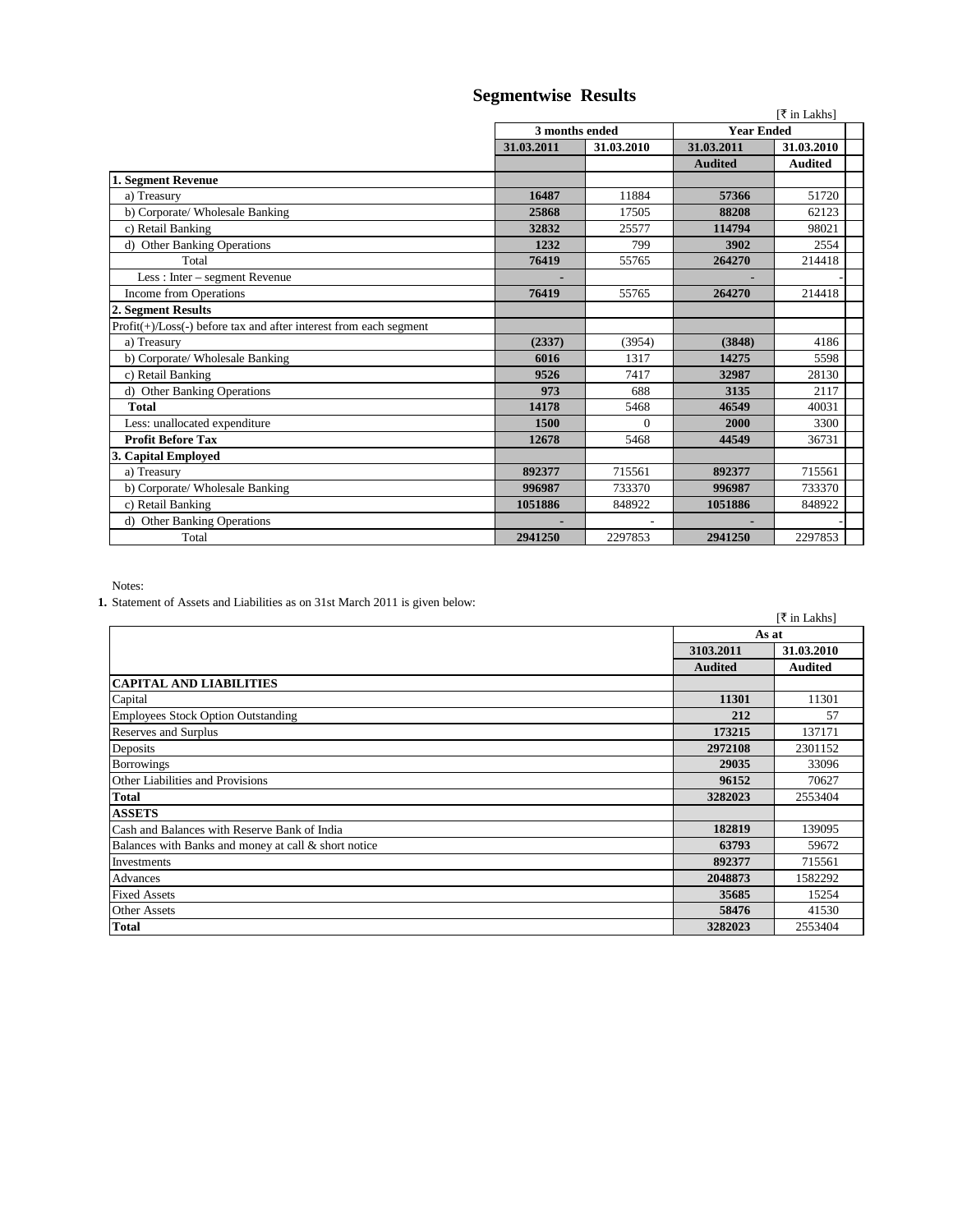# Segmentwise Results

[₹ in Lakhs]

| | 3 months ended | | Year Ended | |
|---|---|---|---|---|
| | 31.03.2011 | 31.03.2010 | 31.03.2011 | 31.03.2010 |
| | | | Audited | Audited |
| **1. Segment Revenue** | | | | |
| a) Treasury | **16487** | 11884 | **57366** | 51720 |
| b) Corporate/ Wholesale Banking | **25868** | 17505 | **88208** | 62123 |
| c) Retail Banking | **32832** | 25577 | **114794** | 98021 |
| d) Other Banking Operations | **1232** | 799 | **3902** | 2554 |
| Total | **76419** | 55765 | **264270** | 214418 |
| Less : Inter – segment Revenue | **-** | | **-** | - |
| Income from Operations | **76419** | 55765 | **264270** | 214418 |
| **2. Segment Results** | | | | |
| Profit(+)/Loss(-) before tax and after interest from each segment | | | | |
| a) Treasury | **(2337)** | (3954) | **(3848)** | 4186 |
| b) Corporate/ Wholesale Banking | **6016** | 1317 | **14275** | 5598 |
| c) Retail Banking | **9526** | 7417 | **32987** | 28130 |
| d) Other Banking Operations | **973** | 688 | **3135** | 2117 |
| **Total** | **14178** | 5468 | **46549** | 40031 |
| Less: unallocated expenditure | **1500** | 0 | **2000** | 3300 |
| **Profit Before Tax** | **12678** | 5468 | **44549** | 36731 |
| **3. Capital Employed** | | | | |
| a) Treasury | **892377** | 715561 | **892377** | 715561 |
| b) Corporate/ Wholesale Banking | **996987** | 733370 | **996987** | 733370 |
| c) Retail Banking | **1051886** | 848922 | **1051886** | 848922 |
| d) Other Banking Operations | **-** | - | **-** | - |
| Total | **2941250** | 2297853 | **2941250** | 2297853 |

Notes:

**1.** Statement of Assets and Liabilities as on 31st March 2011 is given below:

[₹ in Lakhs]

| | As at | |
|---|---|---|
| | 3103.2011 | 31.03.2010 |
| | Audited | Audited |
| **CAPITAL AND LIABILITIES** | | |
| Capital | **11301** | 11301 |
| Employees Stock Option Outstanding | **212** | 57 |
| Reserves and Surplus | **173215** | 137171 |
| Deposits | **2972108** | 2301152 |
| Borrowings | **29035** | 33096 |
| Other Liabilities and Provisions | **96152** | 70627 |
| **Total** | **3282023** | 2553404 |
| **ASSETS** | | |
| Cash and Balances with Reserve Bank of India | **182819** | 139095 |
| Balances with Banks and money at call & short notice | **63793** | 59672 |
| Investments | **892377** | 715561 |
| Advances | **2048873** | 1582292 |
| Fixed Assets | **35685** | 15254 |
| Other Assets | **58476** | 41530 |
| **Total** | **3282023** | 2553404 |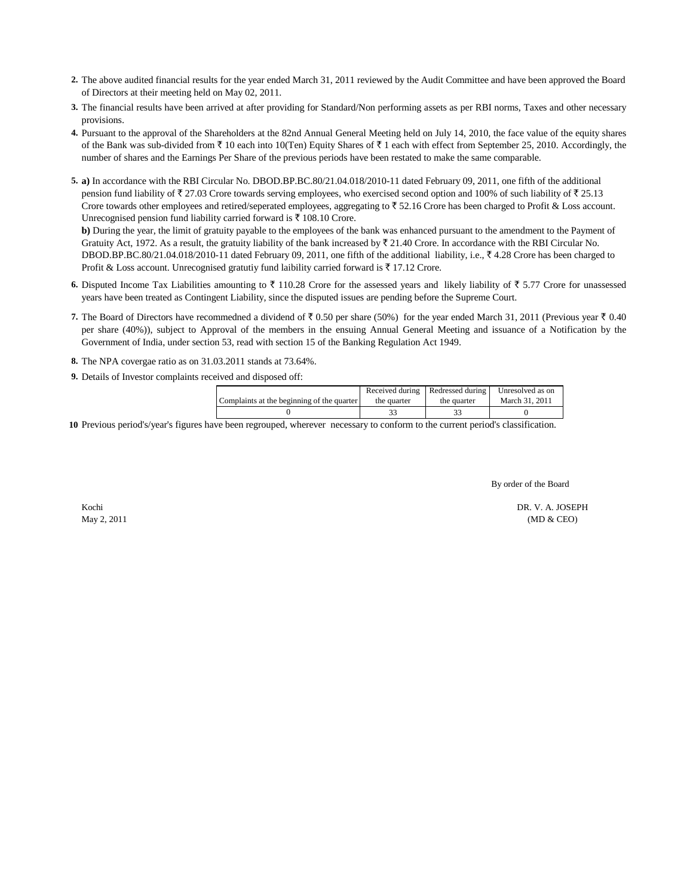**2.** The above audited financial results for the year ended March 31, 2011 reviewed by the Audit Committee and have been approved the Board of Directors at their meeting held on May 02, 2011.

**3.** The financial results have been arrived at after providing for Standard/Non performing assets as per RBI norms, Taxes and other necessary provisions.

**4.** Pursuant to the approval of the Shareholders at the 82nd Annual General Meeting held on July 14, 2010, the face value of the equity shares of the Bank was sub-divided from ₹ 10 each into 10(Ten) Equity Shares of ₹ 1 each with effect from September 25, 2010. Accordingly, the number of shares and the Earnings Per Share of the previous periods have been restated to make the same comparable.

**5.** **a)** In accordance with the RBI Circular No. DBOD.BP.BC.80/21.04.018/2010-11 dated February 09, 2011, one fifth of the additional pension fund liability of ₹ 27.03 Crore towards serving employees, who exercised second option and 100% of such liability of ₹ 25.13 Crore towards other employees and retired/seperated employees, aggregating to ₹ 52.16 Crore has been charged to Profit & Loss account. Unrecognised pension fund liability carried forward is ₹ 108.10 Crore.

**b)** During the year, the limit of gratuity payable to the employees of the bank was enhanced pursuant to the amendment to the Payment of Gratuity Act, 1972. As a result, the gratuity liability of the bank increased by ₹ 21.40 Crore. In accordance with the RBI Circular No. DBOD.BP.BC.80/21.04.018/2010-11 dated February 09, 2011, one fifth of the additional liability, i.e., ₹ 4.28 Crore has been charged to Profit & Loss account. Unrecognised gratutiy fund laibility carried forward is ₹ 17.12 Crore.

**6.** Disputed Income Tax Liabilities amounting to ₹ 110.28 Crore for the assessed years and likely liability of ₹ 5.77 Crore for unassessed years have been treated as Contingent Liability, since the disputed issues are pending before the Supreme Court.

**7.** The Board of Directors have recommedned a dividend of ₹ 0.50 per share (50%) for the year ended March 31, 2011 (Previous year ₹ 0.40 per share (40%)), subject to Approval of the members in the ensuing Annual General Meeting and issuance of a Notification by the Government of India, under section 53, read with section 15 of the Banking Regulation Act 1949.

**8.** The NPA covergae ratio as on 31.03.2011 stands at 73.64%.

**9.** Details of Investor complaints received and disposed off:

| Complaints at the beginning of the quarter | Received during the quarter | Redressed during the quarter | Unresolved as on March 31, 2011 |
|---|---|---|---|
| 0 | 33 | 33 | 0 |

**10** Previous period's/year's figures have been regrouped, wherever necessary to conform to the current period's classification.

By order of the Board

Kochi
May 2, 2011

DR. V. A. JOSEPH
(MD & CEO)